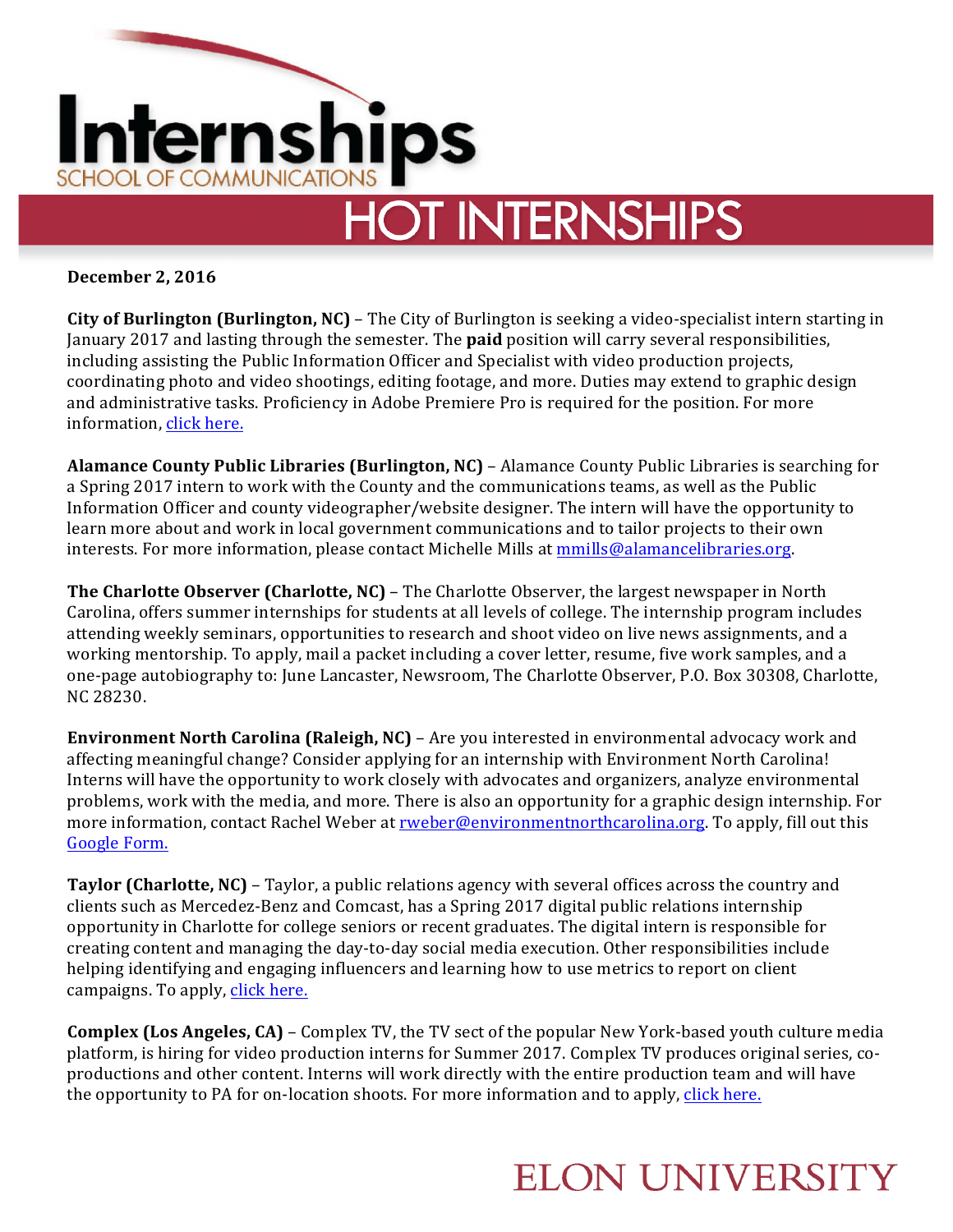# Internships

SCHOOL OF COMMUNICATIONS

## HOT INTERNSHIPS

**December 2, 2016**

**City of Burlington (Burlington, NC)** – The City of Burlington is seeking a video-specialist intern starting in January 2017 and lasting through the semester. The **paid** position will carry several responsibilities, including assisting the Public Information Officer and Specialist with video production projects, coordinating photo and video shootings, editing footage, and more. Duties may extend to graphic design and administrative tasks. Proficiency in Adobe Premiere Pro is required for the position. For more information, click here.

**Alamance County Public Libraries (Burlington, NC)** – Alamance County Public Libraries is searching for a Spring 2017 intern to work with the County and the communications teams, as well as the Public Information Officer and county videographer/website designer. The intern will have the opportunity to learn more about and work in local government communications and to tailor projects to their own interests. For more information, please contact Michelle Mills at mmills@alamancelibraries.org.

**The Charlotte Observer (Charlotte, NC)** – The Charlotte Observer, the largest newspaper in North Carolina, offers summer internships for students at all levels of college. The internship program includes attending weekly seminars, opportunities to research and shoot video on live news assignments, and a working mentorship. To apply, mail a packet including a cover letter, resume, five work samples, and a one-page autobiography to: June Lancaster, Newsroom, The Charlotte Observer, P.O. Box 30308, Charlotte, NC 28230.

**Environment North Carolina (Raleigh, NC)** – Are you interested in environmental advocacy work and affecting meaningful change? Consider applying for an internship with Environment North Carolina! Interns will have the opportunity to work closely with advocates and organizers, analyze environmental problems, work with the media, and more. There is also an opportunity for a graphic design internship. For more information, contact Rachel Weber at rweber@environmentnorthcarolina.org. To apply, fill out this Google Form.

**Taylor (Charlotte, NC)** – Taylor, a public relations agency with several offices across the country and clients such as Mercedez-Benz and Comcast, has a Spring 2017 digital public relations internship opportunity in Charlotte for college seniors or recent graduates. The digital intern is responsible for creating content and managing the day-to-day social media execution. Other responsibilities include helping identifying and engaging influencers and learning how to use metrics to report on client campaigns. To apply, click here.

**Complex (Los Angeles, CA)** – Complex TV, the TV sect of the popular New York-based youth culture media platform, is hiring for video production interns for Summer 2017. Complex TV produces original series, co-productions and other content. Interns will work directly with the entire production team and will have the opportunity to PA for on-location shoots. For more information and to apply, click here.

ELON UNIVERSITY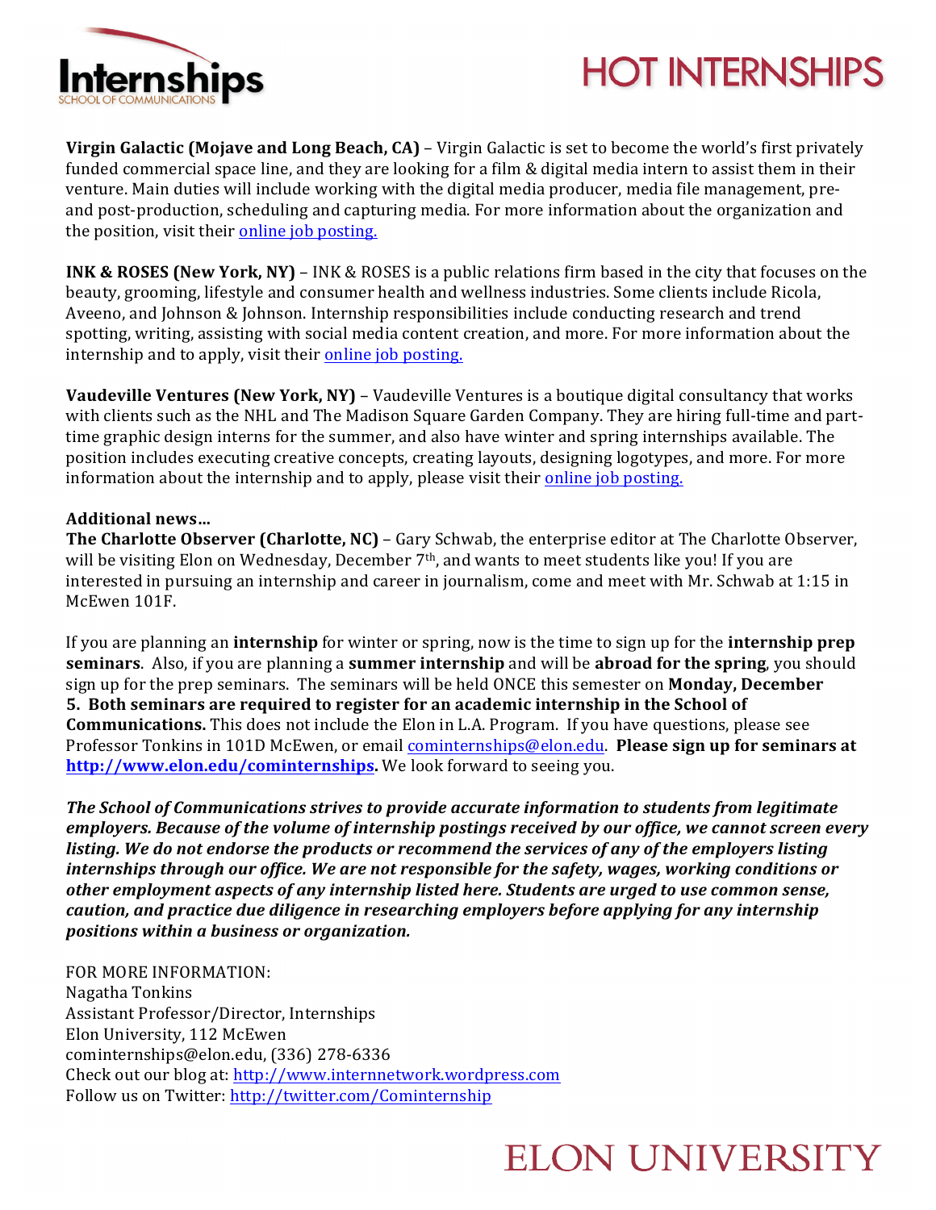# HOT INTERNSHIPS

**Virgin Galactic (Mojave and Long Beach, CA)** – Virgin Galactic is set to become the world's first privately funded commercial space line, and they are looking for a film & digital media intern to assist them in their venture. Main duties will include working with the digital media producer, media file management, pre- and post-production, scheduling and capturing media. For more information about the organization and the position, visit their online job posting.

**INK & ROSES (New York, NY)** – INK & ROSES is a public relations firm based in the city that focuses on the beauty, grooming, lifestyle and consumer health and wellness industries. Some clients include Ricola, Aveeno, and Johnson & Johnson. Internship responsibilities include conducting research and trend spotting, writing, assisting with social media content creation, and more. For more information about the internship and to apply, visit their online job posting.

**Vaudeville Ventures (New York, NY)** – Vaudeville Ventures is a boutique digital consultancy that works with clients such as the NHL and The Madison Square Garden Company. They are hiring full-time and part-time graphic design interns for the summer, and also have winter and spring internships available. The position includes executing creative concepts, creating layouts, designing logotypes, and more. For more information about the internship and to apply, please visit their online job posting.

**Additional news…**

**The Charlotte Observer (Charlotte, NC)** – Gary Schwab, the enterprise editor at The Charlotte Observer, will be visiting Elon on Wednesday, December 7th, and wants to meet students like you! If you are interested in pursuing an internship and career in journalism, come and meet with Mr. Schwab at 1:15 in McEwen 101F.

If you are planning an **internship** for winter or spring, now is the time to sign up for the **internship prep seminars**. Also, if you are planning a **summer internship** and will be **abroad for the spring**, you should sign up for the prep seminars. The seminars will be held ONCE this semester on **Monday, December 5. Both seminars are required to register for an academic internship in the School of Communications.** This does not include the Elon in L.A. Program. If you have questions, please see Professor Tonkins in 101D McEwen, or email cominternships@elon.edu. **Please sign up for seminars at http://www.elon.edu/cominternships.** We look forward to seeing you.

***The School of Communications strives to provide accurate information to students from legitimate employers. Because of the volume of internship postings received by our office, we cannot screen every listing. We do not endorse the products or recommend the services of any of the employers listing internships through our office. We are not responsible for the safety, wages, working conditions or other employment aspects of any internship listed here. Students are urged to use common sense, caution, and practice due diligence in researching employers before applying for any internship positions within a business or organization.***

FOR MORE INFORMATION:
Nagatha Tonkins
Assistant Professor/Director, Internships
Elon University, 112 McEwen
cominternships@elon.edu, (336) 278-6336
Check out our blog at: http://www.internnetwork.wordpress.com
Follow us on Twitter: http://twitter.com/Cominternship